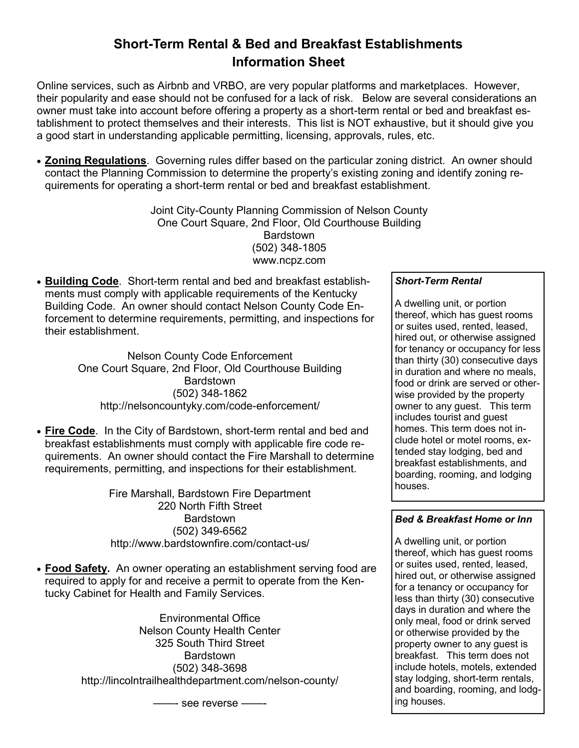# Short-Term Rental & Bed and Breakfast Establishments Information Sheet

Online services, such as Airbnb and VRBO, are very popular platforms and marketplaces. However, their popularity and ease should not be confused for a lack of risk. Below are several considerations an owner must take into account before offering a property as a short-term rental or bed and breakfast establishment to protect themselves and their interests. This list is NOT exhaustive, but it should give you a good start in understanding applicable permitting, licensing, approvals, rules, etc.

- **Zoning Regulations**. Governing rules differ based on the particular zoning district. An owner should contact the Planning Commission to determine the property's existing zoning and identify zoning requirements for operating a short-term rental or bed and breakfast establishment.

  Joint City-County Planning Commission of Nelson County
  One Court Square, 2nd Floor, Old Courthouse Building
  Bardstown
  (502) 348-1805
  www.ncpz.com

- **Building Code**. Short-term rental and bed and breakfast establishments must comply with applicable requirements of the Kentucky Building Code. An owner should contact Nelson County Code Enforcement to determine requirements, permitting, and inspections for their establishment.

  Nelson County Code Enforcement
  One Court Square, 2nd Floor, Old Courthouse Building
  Bardstown
  (502) 348-1862
  http://nelsoncountyky.com/code-enforcement/

- **Fire Code**. In the City of Bardstown, short-term rental and bed and breakfast establishments must comply with applicable fire code requirements. An owner should contact the Fire Marshall to determine requirements, permitting, and inspections for their establishment.

  Fire Marshall, Bardstown Fire Department
  220 North Fifth Street
  Bardstown
  (502) 349-6562
  http://www.bardstownfire.com/contact-us/

- **Food Safety.** An owner operating an establishment serving food are required to apply for and receive a permit to operate from the Kentucky Cabinet for Health and Family Services.

  Environmental Office
  Nelson County Health Center
  325 South Third Street
  Bardstown
  (502) 348-3698
  http://lincolntrailhealthdepartment.com/nelson-county/

***Short-Term Rental***

A dwelling unit, or portion thereof, which has guest rooms or suites used, rented, leased, hired out, or otherwise assigned for tenancy or occupancy for less than thirty (30) consecutive days in duration and where no meals, food or drink are served or otherwise provided by the property owner to any guest. This term includes tourist and guest homes. This term does not include hotel or motel rooms, extended stay lodging, bed and breakfast establishments, and boarding, rooming, and lodging houses.

***Bed & Breakfast Home or Inn***

A dwelling unit, or portion thereof, which has guest rooms or suites used, rented, leased, hired out, or otherwise assigned for a tenancy or occupancy for less than thirty (30) consecutive days in duration and where the only meal, food or drink served or otherwise provided by the property owner to any guest is breakfast. This term does not include hotels, motels, extended stay lodging, short-term rentals, and boarding, rooming, and lodging houses.

——- see reverse ——-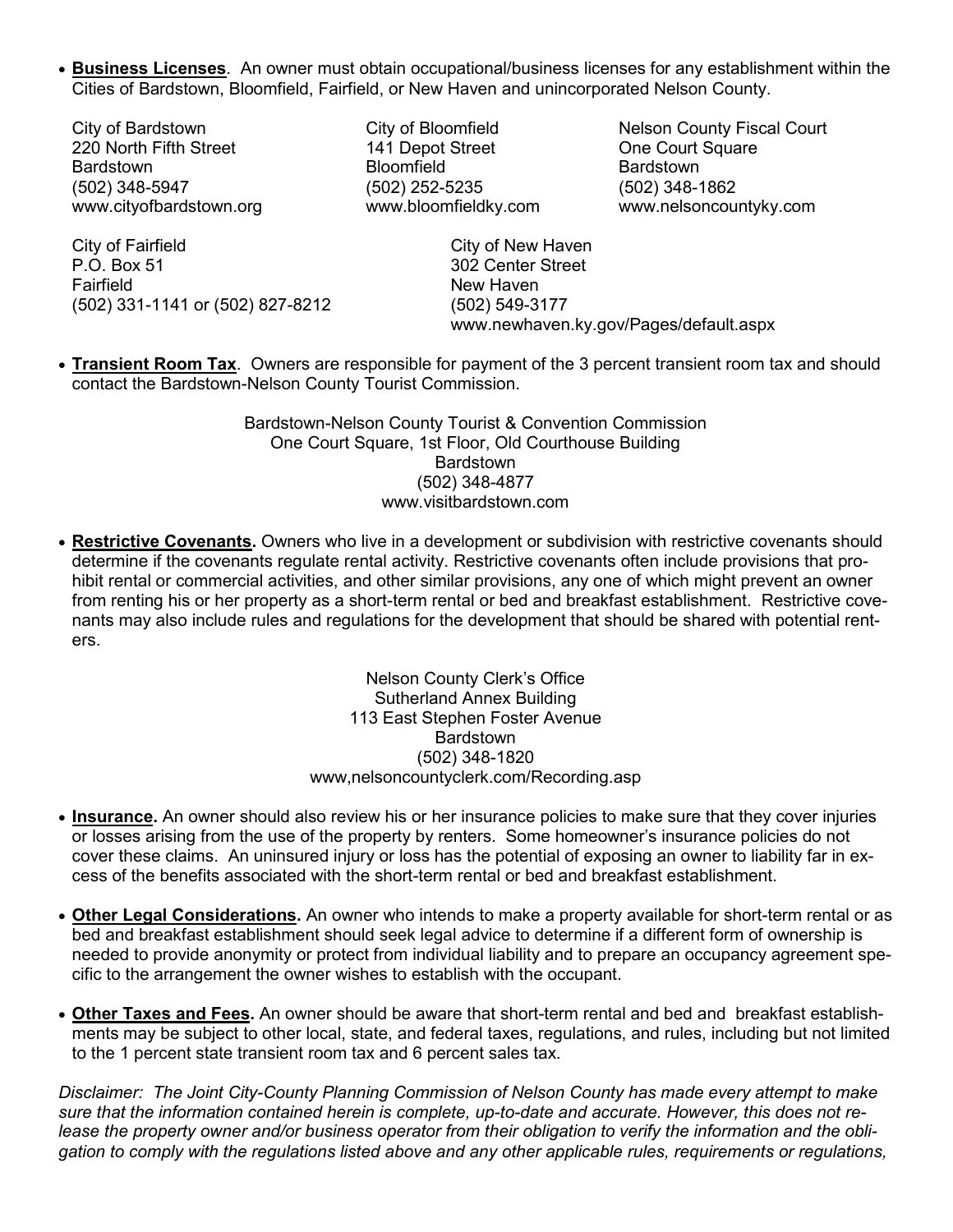- **Business Licenses**. An owner must obtain occupational/business licenses for any establishment within the Cities of Bardstown, Bloomfield, Fairfield, or New Haven and unincorporated Nelson County.

City of Bardstown
220 North Fifth Street
Bardstown
(502) 348-5947
www.cityofbardstown.org

City of Bloomfield
141 Depot Street
Bloomfield
(502) 252-5235
www.bloomfieldky.com

Nelson County Fiscal Court
One Court Square
Bardstown
(502) 348-1862
www.nelsoncountyky.com

City of Fairfield
P.O. Box 51
Fairfield
(502) 331-1141 or (502) 827-8212

City of New Haven
302 Center Street
New Haven
(502) 549-3177
www.newhaven.ky.gov/Pages/default.aspx

- **Transient Room Tax**. Owners are responsible for payment of the 3 percent transient room tax and should contact the Bardstown-Nelson County Tourist Commission.

Bardstown-Nelson County Tourist & Convention Commission
One Court Square, 1st Floor, Old Courthouse Building
Bardstown
(502) 348-4877
www.visitbardstown.com

- **Restrictive Covenants.** Owners who live in a development or subdivision with restrictive covenants should determine if the covenants regulate rental activity. Restrictive covenants often include provisions that prohibit rental or commercial activities, and other similar provisions, any one of which might prevent an owner from renting his or her property as a short-term rental or bed and breakfast establishment. Restrictive covenants may also include rules and regulations for the development that should be shared with potential renters.

Nelson County Clerk's Office
Sutherland Annex Building
113 East Stephen Foster Avenue
Bardstown
(502) 348-1820
www,nelsoncountyclerk.com/Recording.asp

- **Insurance.** An owner should also review his or her insurance policies to make sure that they cover injuries or losses arising from the use of the property by renters. Some homeowner's insurance policies do not cover these claims. An uninsured injury or loss has the potential of exposing an owner to liability far in excess of the benefits associated with the short-term rental or bed and breakfast establishment.

- **Other Legal Considerations.** An owner who intends to make a property available for short-term rental or as bed and breakfast establishment should seek legal advice to determine if a different form of ownership is needed to provide anonymity or protect from individual liability and to prepare an occupancy agreement specific to the arrangement the owner wishes to establish with the occupant.

- **Other Taxes and Fees.** An owner should be aware that short-term rental and bed and breakfast establishments may be subject to other local, state, and federal taxes, regulations, and rules, including but not limited to the 1 percent state transient room tax and 6 percent sales tax.

*Disclaimer: The Joint City-County Planning Commission of Nelson County has made every attempt to make sure that the information contained herein is complete, up-to-date and accurate. However, this does not release the property owner and/or business operator from their obligation to verify the information and the obligation to comply with the regulations listed above and any other applicable rules, requirements or regulations,*